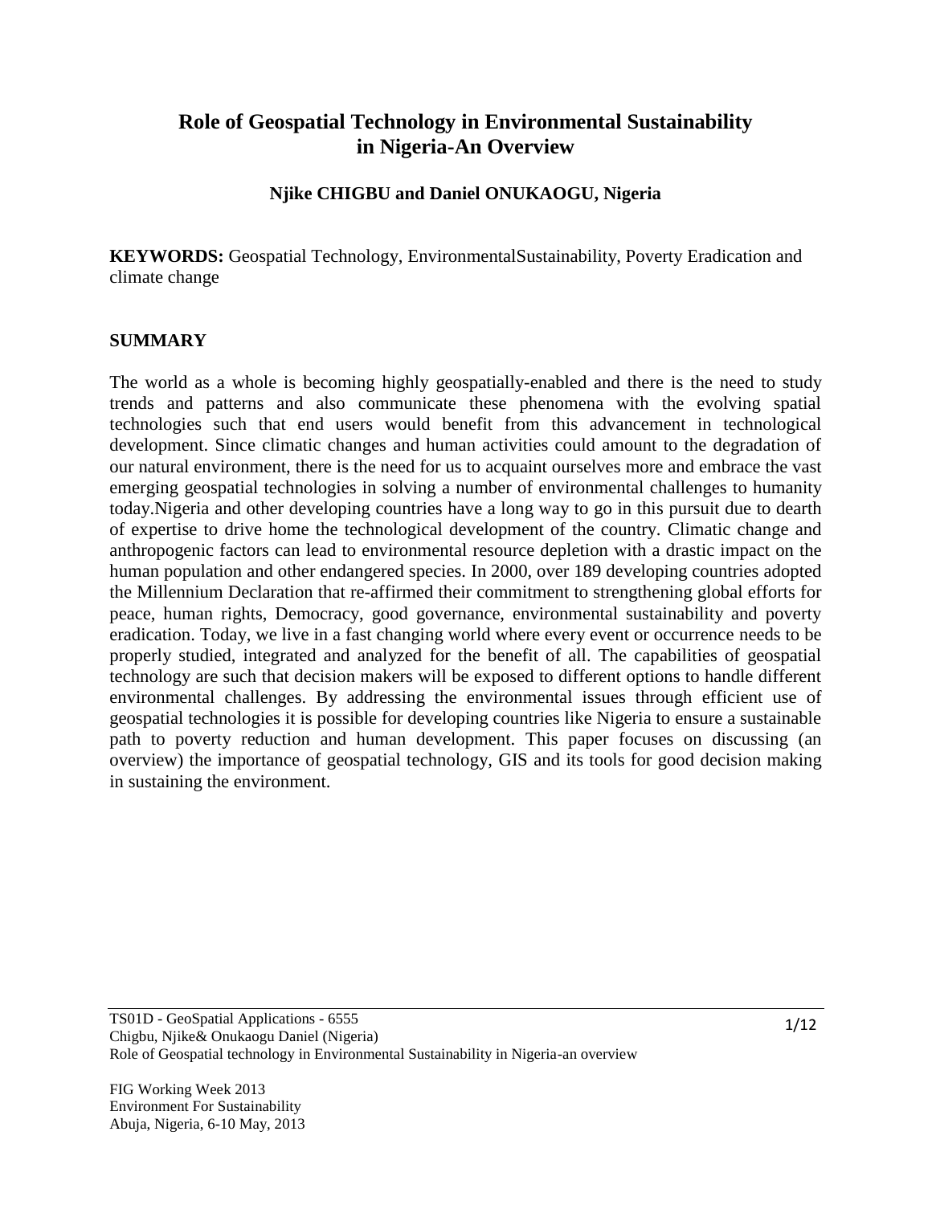# Role of Geospatial Technology in Environmental Sustainability in Nigeria-An Overview

**Njike CHIGBU and Daniel ONUKAOGU, Nigeria**

**KEYWORDS:** Geospatial Technology, EnvironmentalSustainability, Poverty Eradication and climate change

## SUMMARY

The world as a whole is becoming highly geospatially-enabled and there is the need to study trends and patterns and also communicate these phenomena with the evolving spatial technologies such that end users would benefit from this advancement in technological development. Since climatic changes and human activities could amount to the degradation of our natural environment, there is the need for us to acquaint ourselves more and embrace the vast emerging geospatial technologies in solving a number of environmental challenges to humanity today.Nigeria and other developing countries have a long way to go in this pursuit due to dearth of expertise to drive home the technological development of the country. Climatic change and anthropogenic factors can lead to environmental resource depletion with a drastic impact on the human population and other endangered species. In 2000, over 189 developing countries adopted the Millennium Declaration that re-affirmed their commitment to strengthening global efforts for peace, human rights, Democracy, good governance, environmental sustainability and poverty eradication. Today, we live in a fast changing world where every event or occurrence needs to be properly studied, integrated and analyzed for the benefit of all. The capabilities of geospatial technology are such that decision makers will be exposed to different options to handle different environmental challenges. By addressing the environmental issues through efficient use of geospatial technologies it is possible for developing countries like Nigeria to ensure a sustainable path to poverty reduction and human development. This paper focuses on discussing (an overview) the importance of geospatial technology, GIS and its tools for good decision making in sustaining the environment.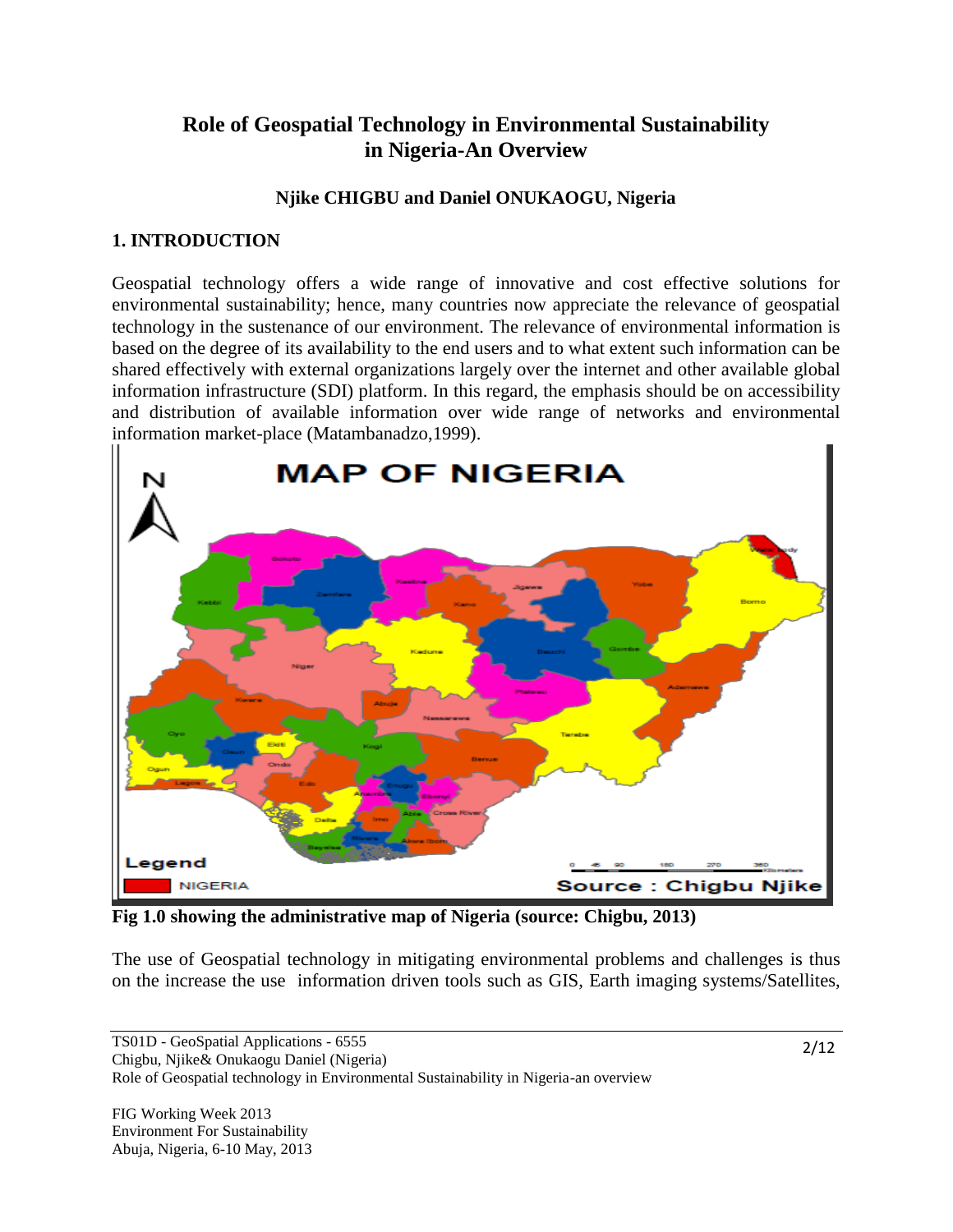# Role of Geospatial Technology in Environmental Sustainability in Nigeria-An Overview

**Njike CHIGBU and Daniel ONUKAOGU, Nigeria**

## 1. INTRODUCTION

Geospatial technology offers a wide range of innovative and cost effective solutions for environmental sustainability; hence, many countries now appreciate the relevance of geospatial technology in the sustenance of our environment. The relevance of environmental information is based on the degree of its availability to the end users and to what extent such information can be shared effectively with external organizations largely over the internet and other available global information infrastructure (SDI) platform. In this regard, the emphasis should be on accessibility and distribution of available information over wide range of networks and environmental information market-place (Matambanadzo,1999).

**Fig 1.0 showing the administrative map of Nigeria (source: Chigbu, 2013)**

The use of Geospatial technology in mitigating environmental problems and challenges is thus on the increase the use information driven tools such as GIS, Earth imaging systems/Satellites,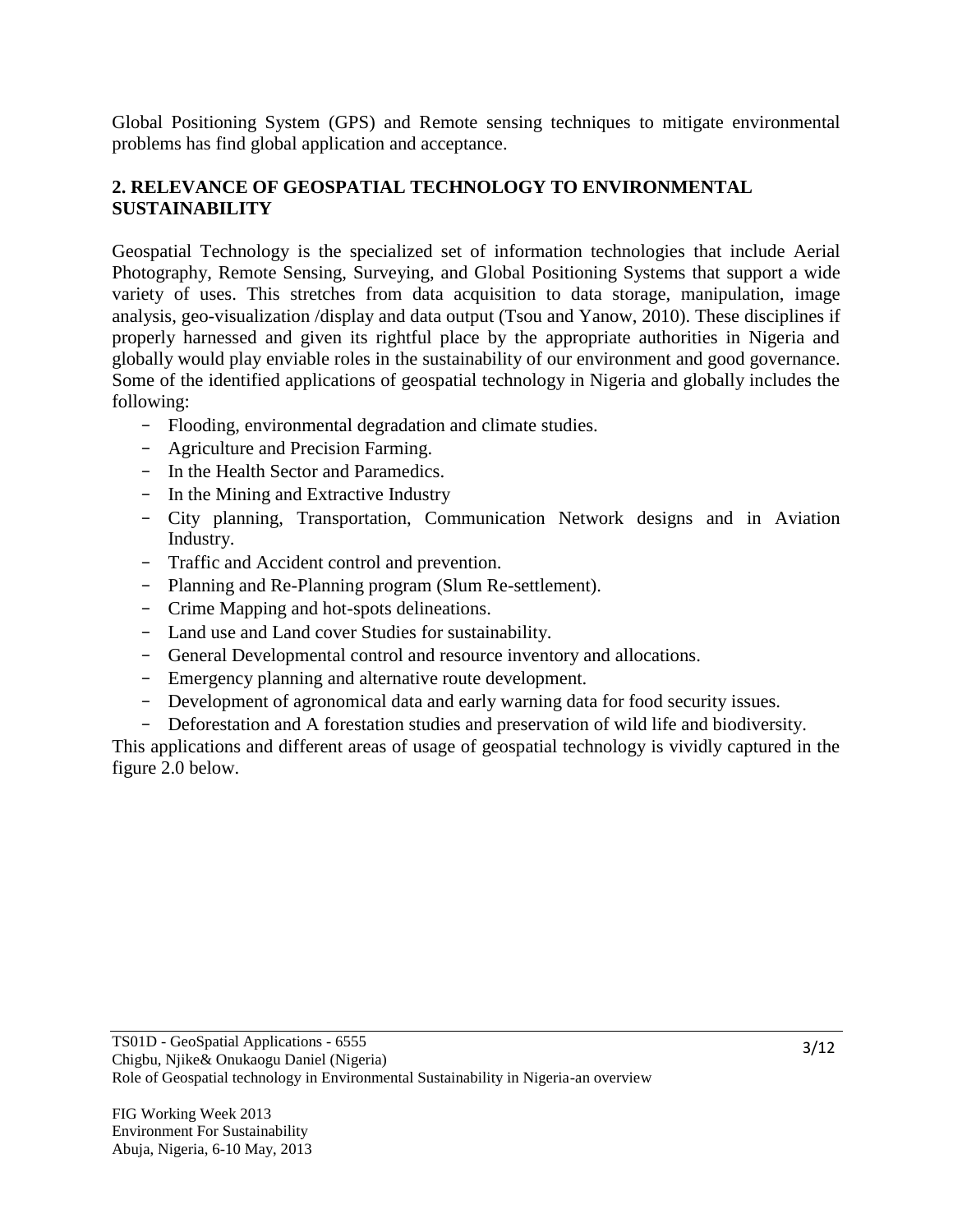Global Positioning System (GPS) and Remote sensing techniques to mitigate environmental problems has find global application and acceptance.

## 2. RELEVANCE OF GEOSPATIAL TECHNOLOGY TO ENVIRONMENTAL SUSTAINABILITY

Geospatial Technology is the specialized set of information technologies that include Aerial Photography, Remote Sensing, Surveying, and Global Positioning Systems that support a wide variety of uses. This stretches from data acquisition to data storage, manipulation, image analysis, geo-visualization /display and data output (Tsou and Yanow, 2010). These disciplines if properly harnessed and given its rightful place by the appropriate authorities in Nigeria and globally would play enviable roles in the sustainability of our environment and good governance. Some of the identified applications of geospatial technology in Nigeria and globally includes the following:

- Flooding, environmental degradation and climate studies.
- Agriculture and Precision Farming.
- In the Health Sector and Paramedics.
- In the Mining and Extractive Industry
- City planning, Transportation, Communication Network designs and in Aviation Industry.
- Traffic and Accident control and prevention.
- Planning and Re-Planning program (Slum Re-settlement).
- Crime Mapping and hot-spots delineations.
- Land use and Land cover Studies for sustainability.
- General Developmental control and resource inventory and allocations.
- Emergency planning and alternative route development.
- Development of agronomical data and early warning data for food security issues.
- Deforestation and A forestation studies and preservation of wild life and biodiversity.

This applications and different areas of usage of geospatial technology is vividly captured in the figure 2.0 below.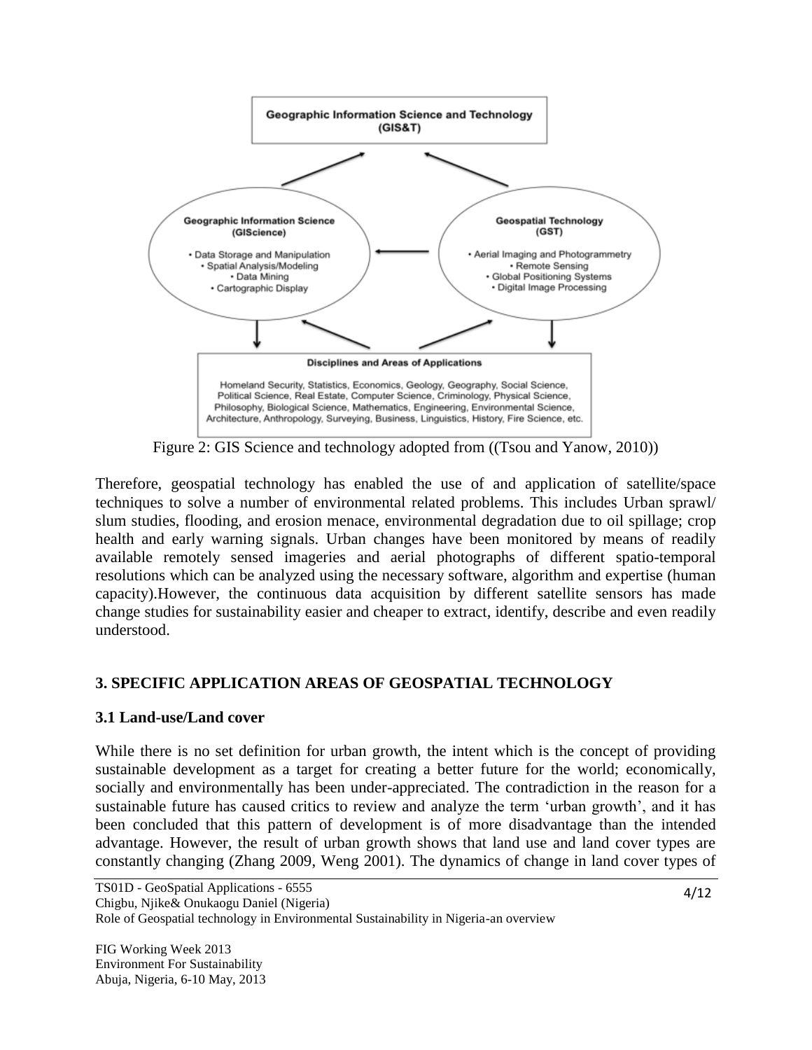Geographic Information Science and Technology (GIS&T)

Geographic Information Science (GIScience)
- Data Storage and Manipulation
- Spatial Analysis/Modeling
- Data Mining
- Cartographic Display

Geospatial Technology (GST)
- Aerial Imaging and Photogrammetry
- Remote Sensing
- Global Positioning Systems
- Digital Image Processing

Disciplines and Areas of Applications

Homeland Security, Statistics, Economics, Geology, Geography, Social Science, Political Science, Real Estate, Computer Science, Criminology, Physical Science, Philosophy, Biological Science, Mathematics, Engineering, Environmental Science, Architecture, Anthropology, Surveying, Business, Linguistics, History, Fire Science, etc.

Figure 2: GIS Science and technology adopted from ((Tsou and Yanow, 2010))

Therefore, geospatial technology has enabled the use of and application of satellite/space techniques to solve a number of environmental related problems. This includes Urban sprawl/ slum studies, flooding, and erosion menace, environmental degradation due to oil spillage; crop health and early warning signals. Urban changes have been monitored by means of readily available remotely sensed imageries and aerial photographs of different spatio-temporal resolutions which can be analyzed using the necessary software, algorithm and expertise (human capacity).However, the continuous data acquisition by different satellite sensors has made change studies for sustainability easier and cheaper to extract, identify, describe and even readily understood.

## 3. SPECIFIC APPLICATION AREAS OF GEOSPATIAL TECHNOLOGY

### 3.1 Land-use/Land cover

While there is no set definition for urban growth, the intent which is the concept of providing sustainable development as a target for creating a better future for the world; economically, socially and environmentally has been under-appreciated. The contradiction in the reason for a sustainable future has caused critics to review and analyze the term 'urban growth', and it has been concluded that this pattern of development is of more disadvantage than the intended advantage. However, the result of urban growth shows that land use and land cover types are constantly changing (Zhang 2009, Weng 2001). The dynamics of change in land cover types of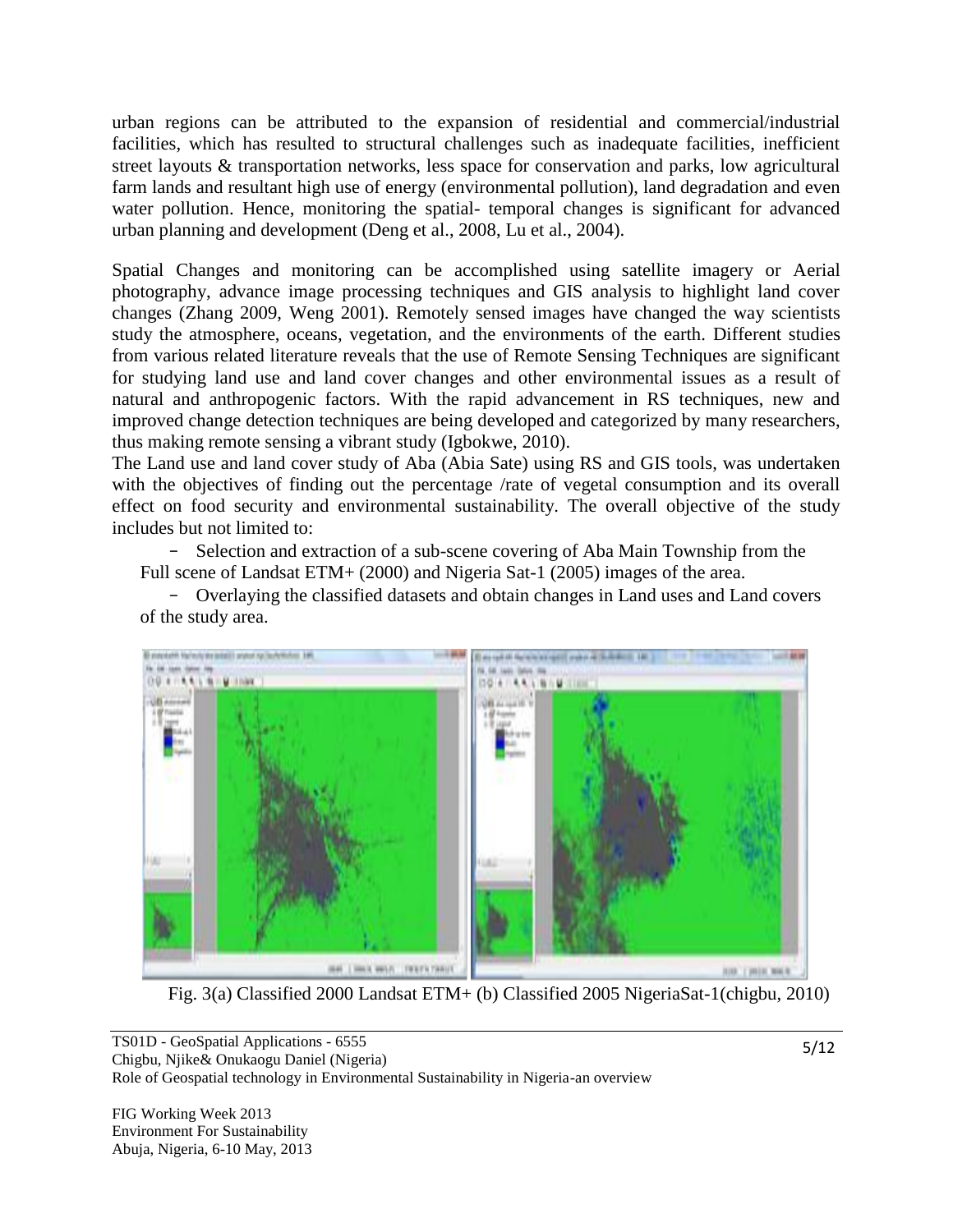urban regions can be attributed to the expansion of residential and commercial/industrial facilities, which has resulted to structural challenges such as inadequate facilities, inefficient street layouts & transportation networks, less space for conservation and parks, low agricultural farm lands and resultant high use of energy (environmental pollution), land degradation and even water pollution. Hence, monitoring the spatial- temporal changes is significant for advanced urban planning and development (Deng et al., 2008, Lu et al., 2004).

Spatial Changes and monitoring can be accomplished using satellite imagery or Aerial photography, advance image processing techniques and GIS analysis to highlight land cover changes (Zhang 2009, Weng 2001). Remotely sensed images have changed the way scientists study the atmosphere, oceans, vegetation, and the environments of the earth. Different studies from various related literature reveals that the use of Remote Sensing Techniques are significant for studying land use and land cover changes and other environmental issues as a result of natural and anthropogenic factors. With the rapid advancement in RS techniques, new and improved change detection techniques are being developed and categorized by many researchers, thus making remote sensing a vibrant study (Igbokwe, 2010).

The Land use and land cover study of Aba (Abia Sate) using RS and GIS tools, was undertaken with the objectives of finding out the percentage /rate of vegetal consumption and its overall effect on food security and environmental sustainability. The overall objective of the study includes but not limited to:

- Selection and extraction of a sub-scene covering of Aba Main Township from the Full scene of Landsat ETM+ (2000) and Nigeria Sat-1 (2005) images of the area.
- Overlaying the classified datasets and obtain changes in Land uses and Land covers of the study area.

Fig. 3(a) Classified 2000 Landsat ETM+ (b) Classified 2005 NigeriaSat-1(chigbu, 2010)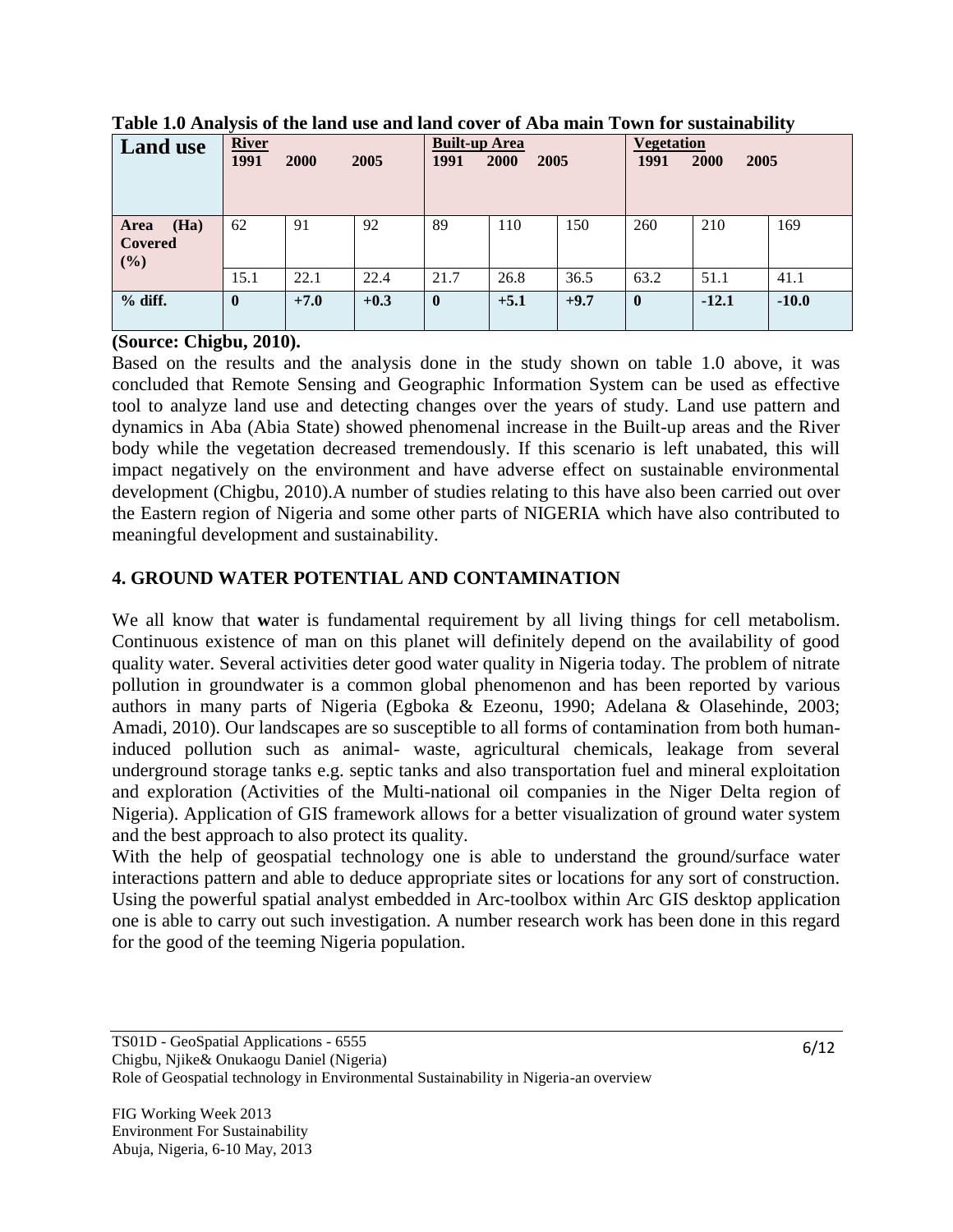**Table 1.0 Analysis of the land use and land cover of Aba main Town for sustainability**

| Land use | River | | | Built-up Area | | | Vegetation | | |
|---|---|---|---|---|---|---|---|---|---|
| | 1991 | 2000 | 2005 | 1991 | 2000 | 2005 | 1991 | 2000 | 2005 |
| Area (Ha) Covered (%) | 62 | 91 | 92 | 89 | 110 | 150 | 260 | 210 | 169 |
| | 15.1 | 22.1 | 22.4 | 21.7 | 26.8 | 36.5 | 63.2 | 51.1 | 41.1 |
| **% diff.** | **0** | **+7.0** | **+0.3** | **0** | **+5.1** | **+9.7** | **0** | **-12.1** | **-10.0** |

**(Source: Chigbu, 2010).**

Based on the results and the analysis done in the study shown on table 1.0 above, it was concluded that Remote Sensing and Geographic Information System can be used as effective tool to analyze land use and detecting changes over the years of study. Land use pattern and dynamics in Aba (Abia State) showed phenomenal increase in the Built-up areas and the River body while the vegetation decreased tremendously. If this scenario is left unabated, this will impact negatively on the environment and have adverse effect on sustainable environmental development (Chigbu, 2010).A number of studies relating to this have also been carried out over the Eastern region of Nigeria and some other parts of NIGERIA which have also contributed to meaningful development and sustainability.

## 4. GROUND WATER POTENTIAL AND CONTAMINATION

We all know that **w**ater is fundamental requirement by all living things for cell metabolism. Continuous existence of man on this planet will definitely depend on the availability of good quality water. Several activities deter good water quality in Nigeria today. The problem of nitrate pollution in groundwater is a common global phenomenon and has been reported by various authors in many parts of Nigeria (Egboka & Ezeonu, 1990; Adelana & Olasehinde, 2003; Amadi, 2010). Our landscapes are so susceptible to all forms of contamination from both human-induced pollution such as animal- waste, agricultural chemicals, leakage from several underground storage tanks e.g. septic tanks and also transportation fuel and mineral exploitation and exploration (Activities of the Multi-national oil companies in the Niger Delta region of Nigeria). Application of GIS framework allows for a better visualization of ground water system and the best approach to also protect its quality.

With the help of geospatial technology one is able to understand the ground/surface water interactions pattern and able to deduce appropriate sites or locations for any sort of construction. Using the powerful spatial analyst embedded in Arc-toolbox within Arc GIS desktop application one is able to carry out such investigation. A number research work has been done in this regard for the good of the teeming Nigeria population.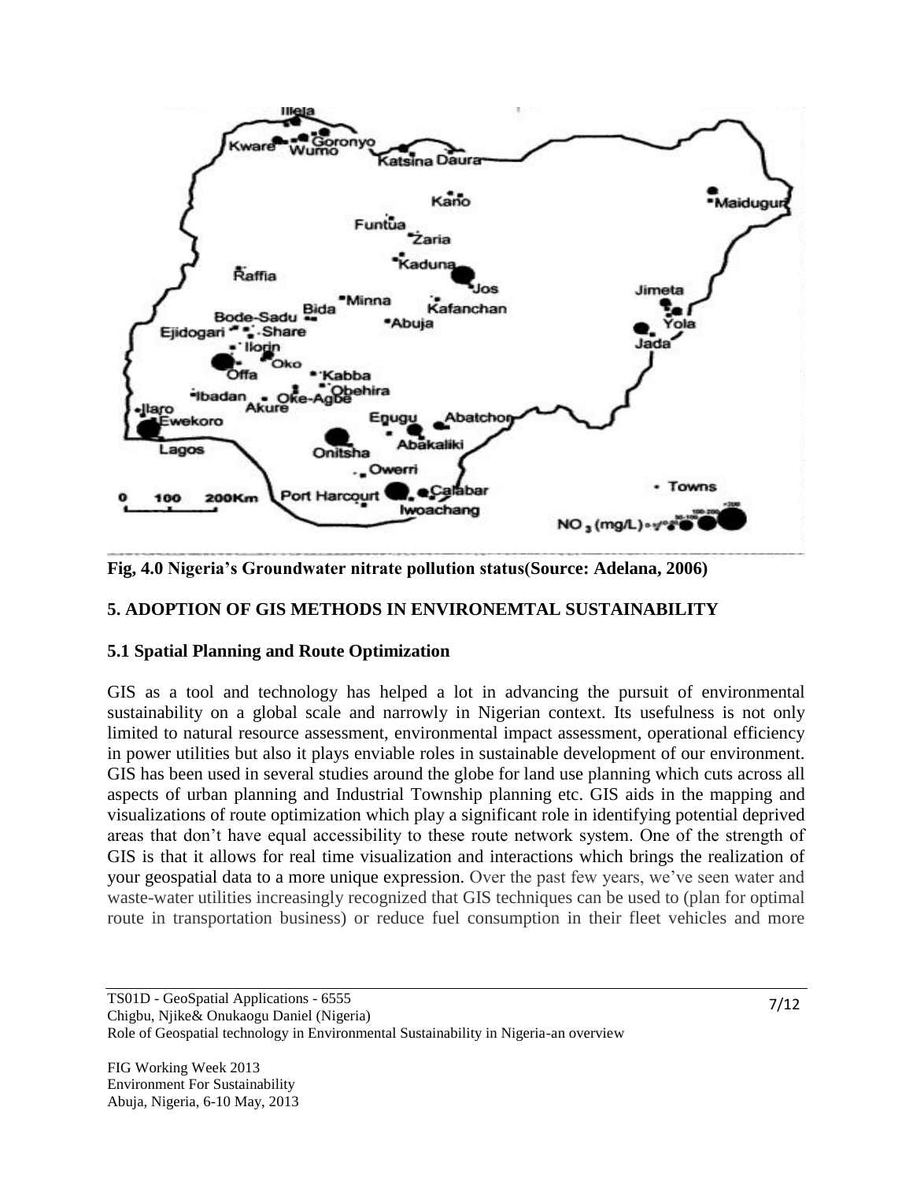**Fig, 4.0 Nigeria's Groundwater nitrate pollution status(Source: Adelana, 2006)**

## 5. ADOPTION OF GIS METHODS IN ENVIRONEMTAL SUSTAINABILITY

### 5.1 Spatial Planning and Route Optimization

GIS as a tool and technology has helped a lot in advancing the pursuit of environmental sustainability on a global scale and narrowly in Nigerian context. Its usefulness is not only limited to natural resource assessment, environmental impact assessment, operational efficiency in power utilities but also it plays enviable roles in sustainable development of our environment. GIS has been used in several studies around the globe for land use planning which cuts across all aspects of urban planning and Industrial Township planning etc. GIS aids in the mapping and visualizations of route optimization which play a significant role in identifying potential deprived areas that don't have equal accessibility to these route network system. One of the strength of GIS is that it allows for real time visualization and interactions which brings the realization of your geospatial data to a more unique expression. Over the past few years, we've seen water and waste-water utilities increasingly recognized that GIS techniques can be used to (plan for optimal route in transportation business) or reduce fuel consumption in their fleet vehicles and more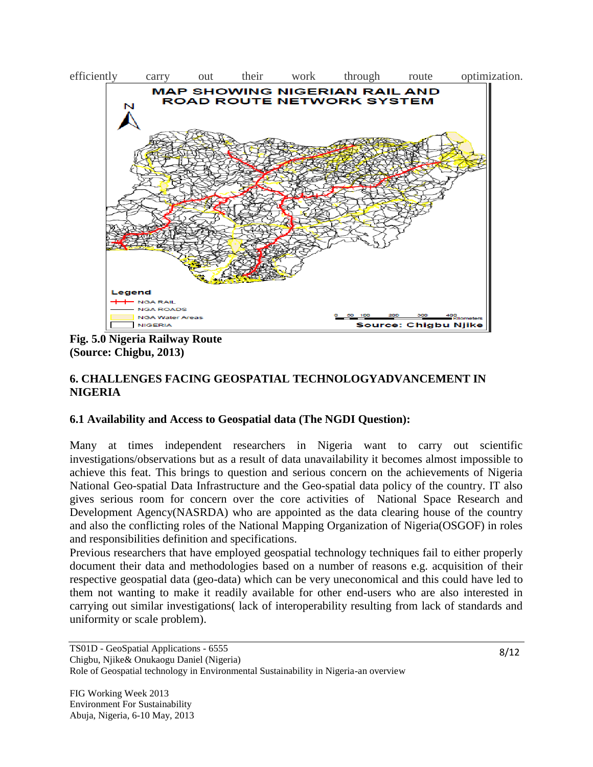efficiently carry out their work through route optimization.

Fig. 5.0 Nigeria Railway Route
(Source: Chigbu, 2013)

## 6. CHALLENGES FACING GEOSPATIAL TECHNOLOGYADVANCEMENT IN NIGERIA

### 6.1 Availability and Access to Geospatial data (The NGDI Question):

Many at times independent researchers in Nigeria want to carry out scientific investigations/observations but as a result of data unavailability it becomes almost impossible to achieve this feat. This brings to question and serious concern on the achievements of Nigeria National Geo-spatial Data Infrastructure and the Geo-spatial data policy of the country. IT also gives serious room for concern over the core activities of National Space Research and Development Agency(NASRDA) who are appointed as the data clearing house of the country and also the conflicting roles of the National Mapping Organization of Nigeria(OSGOF) in roles and responsibilities definition and specifications.

Previous researchers that have employed geospatial technology techniques fail to either properly document their data and methodologies based on a number of reasons e.g. acquisition of their respective geospatial data (geo-data) which can be very uneconomical and this could have led to them not wanting to make it readily available for other end-users who are also interested in carrying out similar investigations( lack of interoperability resulting from lack of standards and uniformity or scale problem).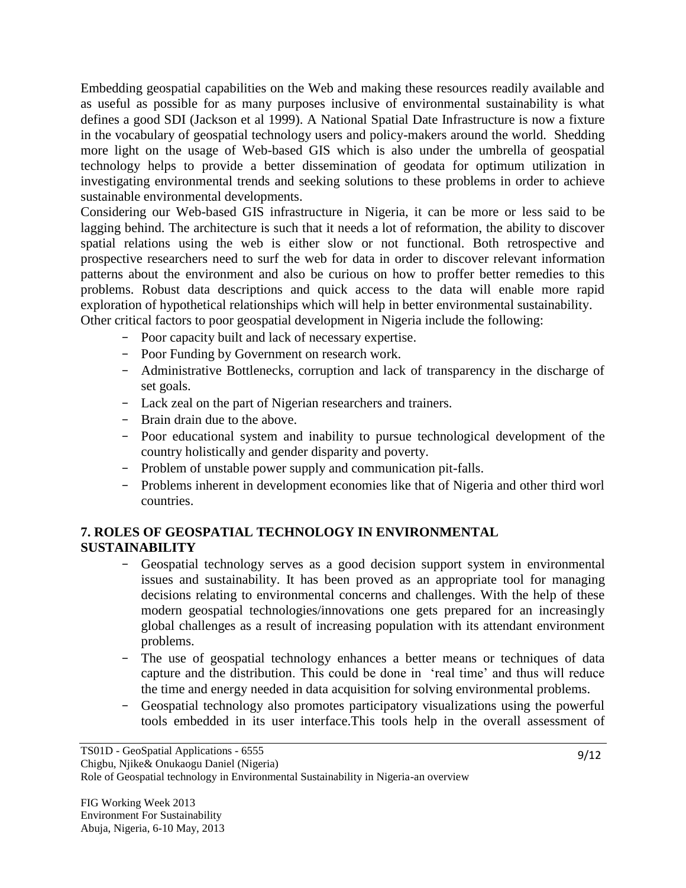Embedding geospatial capabilities on the Web and making these resources readily available and as useful as possible for as many purposes inclusive of environmental sustainability is what defines a good SDI (Jackson et al 1999). A National Spatial Date Infrastructure is now a fixture in the vocabulary of geospatial technology users and policy-makers around the world. Shedding more light on the usage of Web-based GIS which is also under the umbrella of geospatial technology helps to provide a better dissemination of geodata for optimum utilization in investigating environmental trends and seeking solutions to these problems in order to achieve sustainable environmental developments.

Considering our Web-based GIS infrastructure in Nigeria, it can be more or less said to be lagging behind. The architecture is such that it needs a lot of reformation, the ability to discover spatial relations using the web is either slow or not functional. Both retrospective and prospective researchers need to surf the web for data in order to discover relevant information patterns about the environment and also be curious on how to proffer better remedies to this problems. Robust data descriptions and quick access to the data will enable more rapid exploration of hypothetical relationships which will help in better environmental sustainability.

Other critical factors to poor geospatial development in Nigeria include the following:

- Poor capacity built and lack of necessary expertise.
- Poor Funding by Government on research work.
- Administrative Bottlenecks, corruption and lack of transparency in the discharge of set goals.
- Lack zeal on the part of Nigerian researchers and trainers.
- Brain drain due to the above.
- Poor educational system and inability to pursue technological development of the country holistically and gender disparity and poverty.
- Problem of unstable power supply and communication pit-falls.
- Problems inherent in development economies like that of Nigeria and other third worl countries.

## 7. ROLES OF GEOSPATIAL TECHNOLOGY IN ENVIRONMENTAL SUSTAINABILITY

- Geospatial technology serves as a good decision support system in environmental issues and sustainability. It has been proved as an appropriate tool for managing decisions relating to environmental concerns and challenges. With the help of these modern geospatial technologies/innovations one gets prepared for an increasingly global challenges as a result of increasing population with its attendant environment problems.
- The use of geospatial technology enhances a better means or techniques of data capture and the distribution. This could be done in 'real time' and thus will reduce the time and energy needed in data acquisition for solving environmental problems.
- Geospatial technology also promotes participatory visualizations using the powerful tools embedded in its user interface.This tools help in the overall assessment of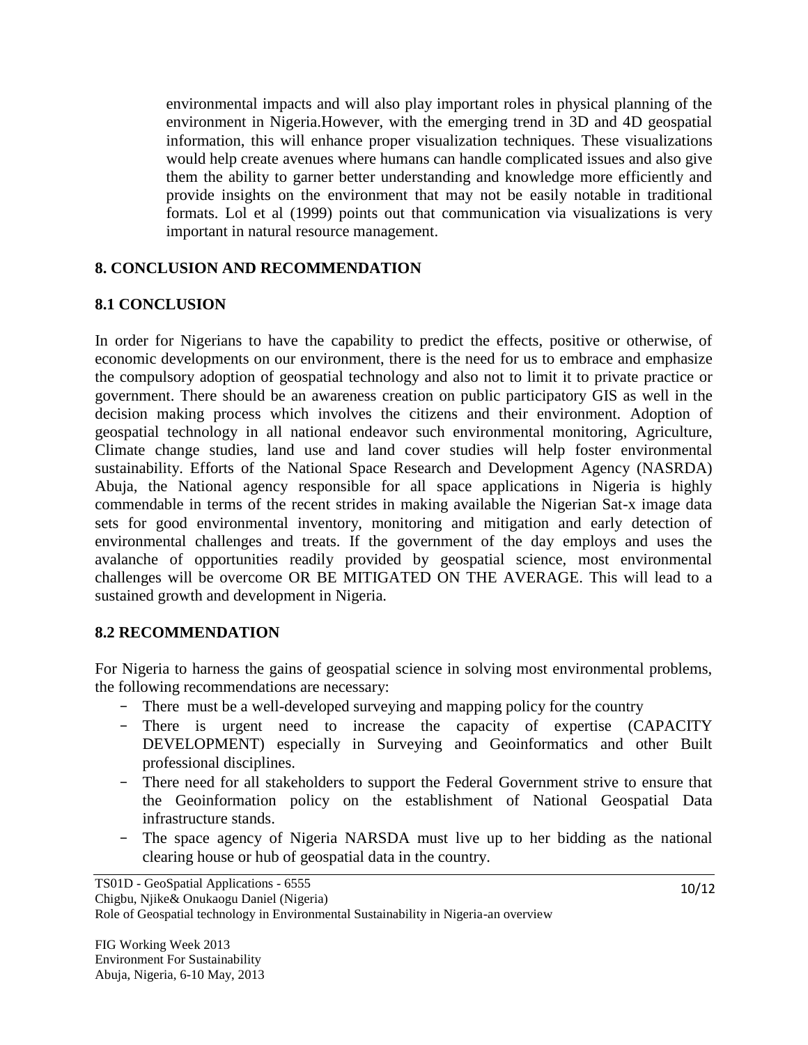environmental impacts and will also play important roles in physical planning of the environment in Nigeria.However, with the emerging trend in 3D and 4D geospatial information, this will enhance proper visualization techniques. These visualizations would help create avenues where humans can handle complicated issues and also give them the ability to garner better understanding and knowledge more efficiently and provide insights on the environment that may not be easily notable in traditional formats. Lol et al (1999) points out that communication via visualizations is very important in natural resource management.

## 8. CONCLUSION AND RECOMMENDATION

### 8.1 CONCLUSION

In order for Nigerians to have the capability to predict the effects, positive or otherwise, of economic developments on our environment, there is the need for us to embrace and emphasize the compulsory adoption of geospatial technology and also not to limit it to private practice or government. There should be an awareness creation on public participatory GIS as well in the decision making process which involves the citizens and their environment. Adoption of geospatial technology in all national endeavor such environmental monitoring, Agriculture, Climate change studies, land use and land cover studies will help foster environmental sustainability. Efforts of the National Space Research and Development Agency (NASRDA) Abuja, the National agency responsible for all space applications in Nigeria is highly commendable in terms of the recent strides in making available the Nigerian Sat-x image data sets for good environmental inventory, monitoring and mitigation and early detection of environmental challenges and treats. If the government of the day employs and uses the avalanche of opportunities readily provided by geospatial science, most environmental challenges will be overcome OR BE MITIGATED ON THE AVERAGE. This will lead to a sustained growth and development in Nigeria.

### 8.2 RECOMMENDATION

For Nigeria to harness the gains of geospatial science in solving most environmental problems, the following recommendations are necessary:

- There must be a well-developed surveying and mapping policy for the country
- There is urgent need to increase the capacity of expertise (CAPACITY DEVELOPMENT) especially in Surveying and Geoinformatics and other Built professional disciplines.
- There need for all stakeholders to support the Federal Government strive to ensure that the Geoinformation policy on the establishment of National Geospatial Data infrastructure stands.
- The space agency of Nigeria NARSDA must live up to her bidding as the national clearing house or hub of geospatial data in the country.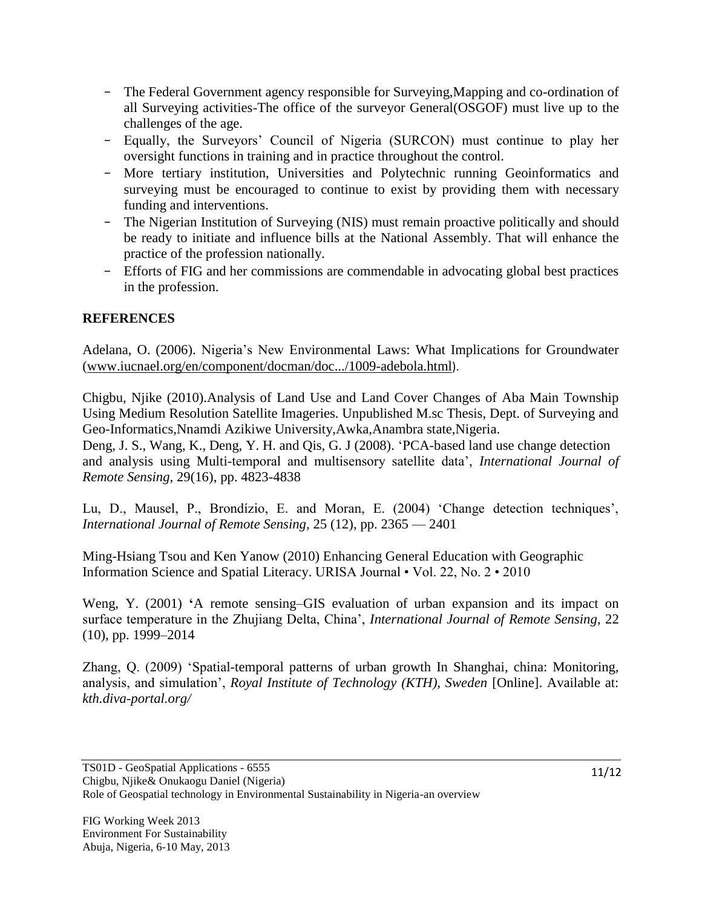- The Federal Government agency responsible for Surveying,Mapping and co-ordination of all Surveying activities-The office of the surveyor General(OSGOF) must live up to the challenges of the age.
- Equally, the Surveyors' Council of Nigeria (SURCON) must continue to play her oversight functions in training and in practice throughout the control.
- More tertiary institution, Universities and Polytechnic running Geoinformatics and surveying must be encouraged to continue to exist by providing them with necessary funding and interventions.
- The Nigerian Institution of Surveying (NIS) must remain proactive politically and should be ready to initiate and influence bills at the National Assembly. That will enhance the practice of the profession nationally.
- Efforts of FIG and her commissions are commendable in advocating global best practices in the profession.

## REFERENCES

Adelana, O. (2006). Nigeria's New Environmental Laws: What Implications for Groundwater (www.iucnael.org/en/component/docman/doc.../1009-adebola.html).

Chigbu, Njike (2010).Analysis of Land Use and Land Cover Changes of Aba Main Township Using Medium Resolution Satellite Imageries. Unpublished M.sc Thesis, Dept. of Surveying and Geo-Informatics,Nnamdi Azikiwe University,Awka,Anambra state,Nigeria.

Deng, J. S., Wang, K., Deng, Y. H. and Qis, G. J (2008). 'PCA-based land use change detection and analysis using Multi-temporal and multisensory satellite data', *International Journal of Remote Sensing*, 29(16), pp. 4823-4838

Lu, D., Mausel, P., Brondízio, E. and Moran, E. (2004) 'Change detection techniques', *International Journal of Remote Sensing,* 25 (12), pp. 2365 — 2401

Ming-Hsiang Tsou and Ken Yanow (2010) Enhancing General Education with Geographic Information Science and Spatial Literacy. URISA Journal • Vol. 22, No. 2 • 2010

Weng, Y. (2001) 'A remote sensing–GIS evaluation of urban expansion and its impact on surface temperature in the Zhujiang Delta, China', *International Journal of Remote Sensing*, 22 (10), pp. 1999–2014

Zhang, Q. (2009) 'Spatial-temporal patterns of urban growth In Shanghai, china: Monitoring, analysis, and simulation', *Royal Institute of Technology (KTH), Sweden* [Online]. Available at: *kth.diva-portal.org/*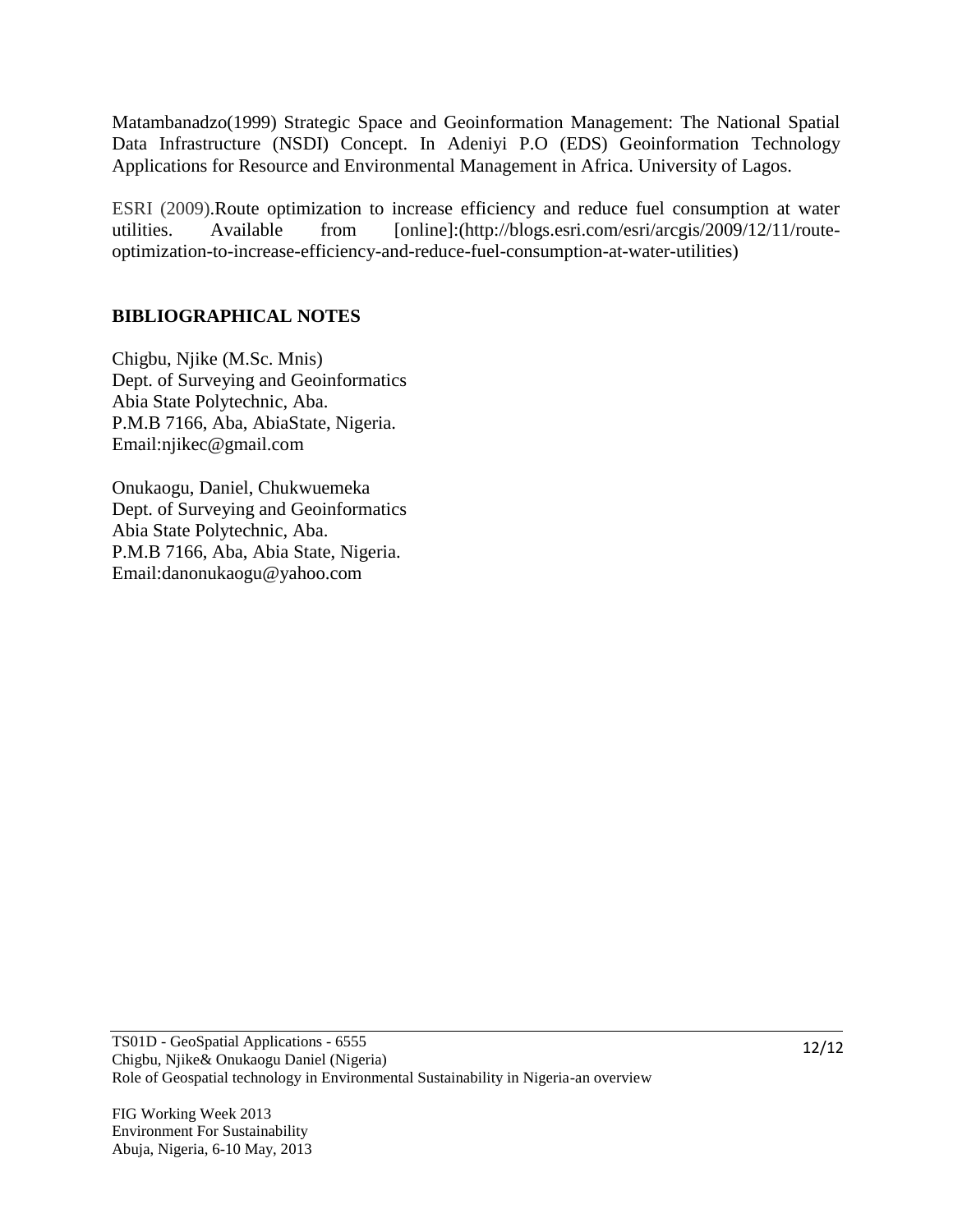Matambanadzo(1999) Strategic Space and Geoinformation Management: The National Spatial Data Infrastructure (NSDI) Concept. In Adeniyi P.O (EDS) Geoinformation Technology Applications for Resource and Environmental Management in Africa. University of Lagos.

ESRI (2009).Route optimization to increase efficiency and reduce fuel consumption at water utilities. Available from [online]:(http://blogs.esri.com/esri/arcgis/2009/12/11/route-optimization-to-increase-efficiency-and-reduce-fuel-consumption-at-water-utilities)

## BIBLIOGRAPHICAL NOTES

Chigbu, Njike (M.Sc. Mnis)
Dept. of Surveying and Geoinformatics
Abia State Polytechnic, Aba.
P.M.B 7166, Aba, AbiaState, Nigeria.
Email:njikec@gmail.com

Onukaogu, Daniel, Chukwuemeka
Dept. of Surveying and Geoinformatics
Abia State Polytechnic, Aba.
P.M.B 7166, Aba, Abia State, Nigeria.
Email:danonukaogu@yahoo.com